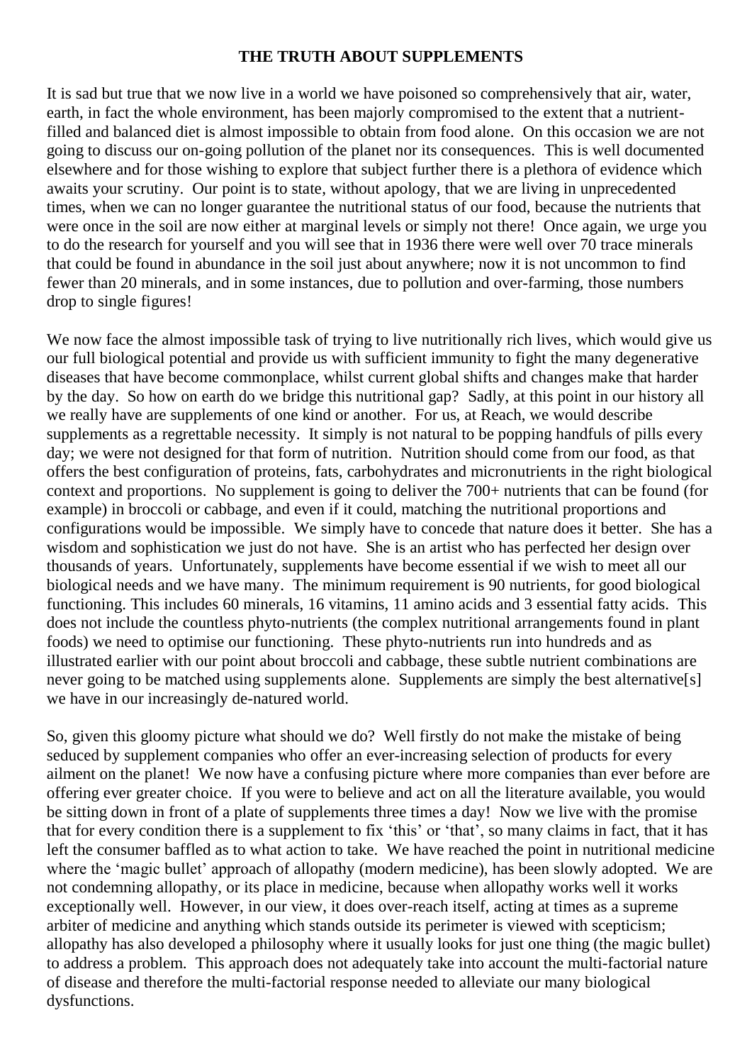# THE TRUTH ABOUT SUPPLEMENTS

It is sad but true that we now live in a world we have poisoned so comprehensively that air, water, earth, in fact the whole environment, has been majorly compromised to the extent that a nutrient-filled and balanced diet is almost impossible to obtain from food alone. On this occasion we are not going to discuss our on-going pollution of the planet nor its consequences. This is well documented elsewhere and for those wishing to explore that subject further there is a plethora of evidence which awaits your scrutiny. Our point is to state, without apology, that we are living in unprecedented times, when we can no longer guarantee the nutritional status of our food, because the nutrients that were once in the soil are now either at marginal levels or simply not there! Once again, we urge you to do the research for yourself and you will see that in 1936 there were well over 70 trace minerals that could be found in abundance in the soil just about anywhere; now it is not uncommon to find fewer than 20 minerals, and in some instances, due to pollution and over-farming, those numbers drop to single figures!

We now face the almost impossible task of trying to live nutritionally rich lives, which would give us our full biological potential and provide us with sufficient immunity to fight the many degenerative diseases that have become commonplace, whilst current global shifts and changes make that harder by the day. So how on earth do we bridge this nutritional gap? Sadly, at this point in our history all we really have are supplements of one kind or another. For us, at Reach, we would describe supplements as a regrettable necessity. It simply is not natural to be popping handfuls of pills every day; we were not designed for that form of nutrition. Nutrition should come from our food, as that offers the best configuration of proteins, fats, carbohydrates and micronutrients in the right biological context and proportions. No supplement is going to deliver the 700+ nutrients that can be found (for example) in broccoli or cabbage, and even if it could, matching the nutritional proportions and configurations would be impossible. We simply have to concede that nature does it better. She has a wisdom and sophistication we just do not have. She is an artist who has perfected her design over thousands of years. Unfortunately, supplements have become essential if we wish to meet all our biological needs and we have many. The minimum requirement is 90 nutrients, for good biological functioning. This includes 60 minerals, 16 vitamins, 11 amino acids and 3 essential fatty acids. This does not include the countless phyto-nutrients (the complex nutritional arrangements found in plant foods) we need to optimise our functioning. These phyto-nutrients run into hundreds and as illustrated earlier with our point about broccoli and cabbage, these subtle nutrient combinations are never going to be matched using supplements alone. Supplements are simply the best alternative[s] we have in our increasingly de-natured world.

So, given this gloomy picture what should we do? Well firstly do not make the mistake of being seduced by supplement companies who offer an ever-increasing selection of products for every ailment on the planet! We now have a confusing picture where more companies than ever before are offering ever greater choice. If you were to believe and act on all the literature available, you would be sitting down in front of a plate of supplements three times a day! Now we live with the promise that for every condition there is a supplement to fix 'this' or 'that', so many claims in fact, that it has left the consumer baffled as to what action to take. We have reached the point in nutritional medicine where the 'magic bullet' approach of allopathy (modern medicine), has been slowly adopted. We are not condemning allopathy, or its place in medicine, because when allopathy works well it works exceptionally well. However, in our view, it does over-reach itself, acting at times as a supreme arbiter of medicine and anything which stands outside its perimeter is viewed with scepticism; allopathy has also developed a philosophy where it usually looks for just one thing (the magic bullet) to address a problem. This approach does not adequately take into account the multi-factorial nature of disease and therefore the multi-factorial response needed to alleviate our many biological dysfunctions.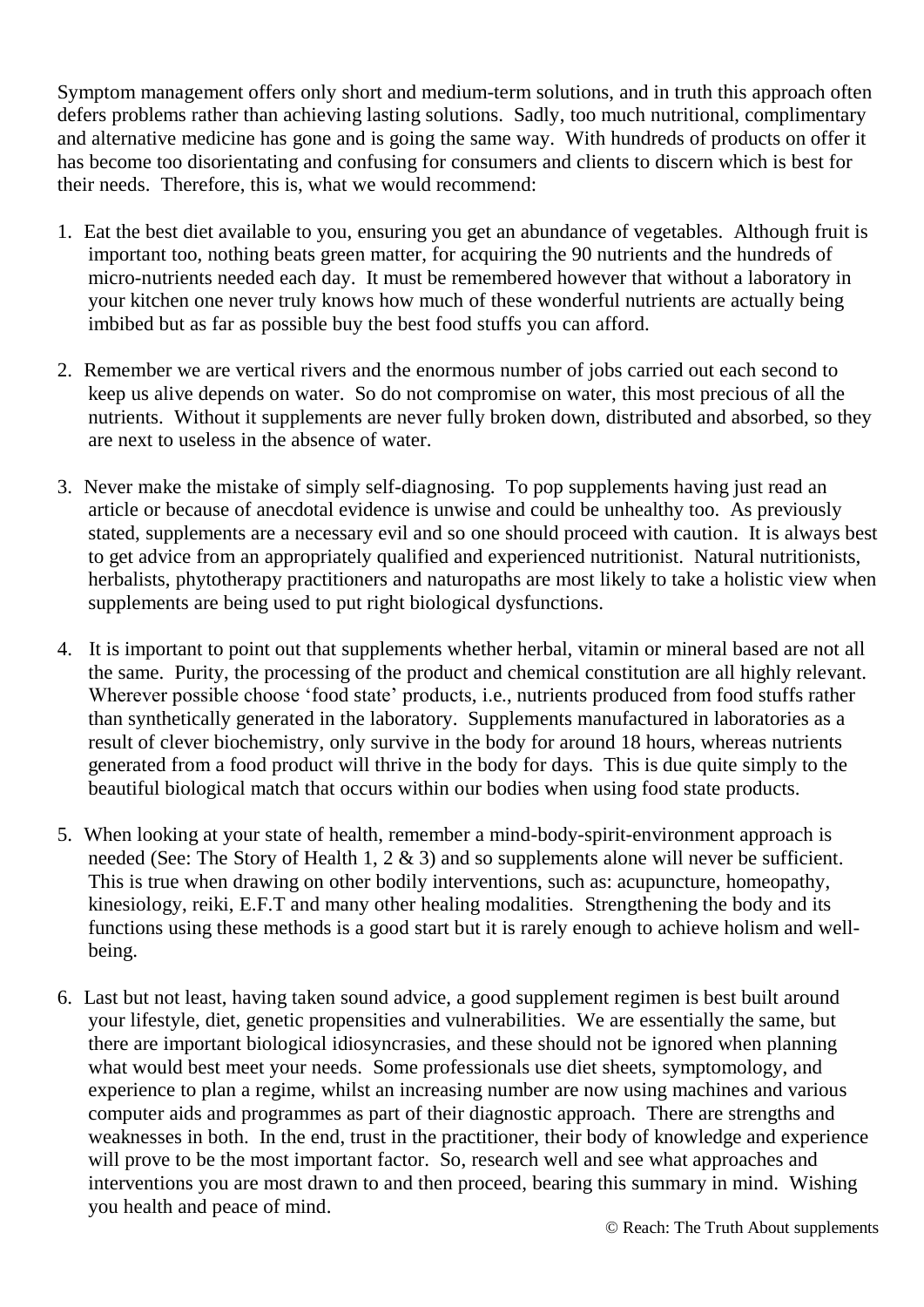Symptom management offers only short and medium-term solutions, and in truth this approach often defers problems rather than achieving lasting solutions. Sadly, too much nutritional, complimentary and alternative medicine has gone and is going the same way. With hundreds of products on offer it has become too disorientating and confusing for consumers and clients to discern which is best for their needs. Therefore, this is, what we would recommend:

1. Eat the best diet available to you, ensuring you get an abundance of vegetables. Although fruit is important too, nothing beats green matter, for acquiring the 90 nutrients and the hundreds of micro-nutrients needed each day. It must be remembered however that without a laboratory in your kitchen one never truly knows how much of these wonderful nutrients are actually being imbibed but as far as possible buy the best food stuffs you can afford.

2. Remember we are vertical rivers and the enormous number of jobs carried out each second to keep us alive depends on water. So do not compromise on water, this most precious of all the nutrients. Without it supplements are never fully broken down, distributed and absorbed, so they are next to useless in the absence of water.

3. Never make the mistake of simply self-diagnosing. To pop supplements having just read an article or because of anecdotal evidence is unwise and could be unhealthy too. As previously stated, supplements are a necessary evil and so one should proceed with caution. It is always best to get advice from an appropriately qualified and experienced nutritionist. Natural nutritionists, herbalists, phytotherapy practitioners and naturopaths are most likely to take a holistic view when supplements are being used to put right biological dysfunctions.

4. It is important to point out that supplements whether herbal, vitamin or mineral based are not all the same. Purity, the processing of the product and chemical constitution are all highly relevant. Wherever possible choose 'food state' products, i.e., nutrients produced from food stuffs rather than synthetically generated in the laboratory. Supplements manufactured in laboratories as a result of clever biochemistry, only survive in the body for around 18 hours, whereas nutrients generated from a food product will thrive in the body for days. This is due quite simply to the beautiful biological match that occurs within our bodies when using food state products.

5. When looking at your state of health, remember a mind-body-spirit-environment approach is needed (See: The Story of Health 1, 2 & 3) and so supplements alone will never be sufficient. This is true when drawing on other bodily interventions, such as: acupuncture, homeopathy, kinesiology, reiki, E.F.T and many other healing modalities. Strengthening the body and its functions using these methods is a good start but it is rarely enough to achieve holism and well-being.

6. Last but not least, having taken sound advice, a good supplement regimen is best built around your lifestyle, diet, genetic propensities and vulnerabilities. We are essentially the same, but there are important biological idiosyncrasies, and these should not be ignored when planning what would best meet your needs. Some professionals use diet sheets, symptomology, and experience to plan a regime, whilst an increasing number are now using machines and various computer aids and programmes as part of their diagnostic approach. There are strengths and weaknesses in both. In the end, trust in the practitioner, their body of knowledge and experience will prove to be the most important factor. So, research well and see what approaches and interventions you are most drawn to and then proceed, bearing this summary in mind. Wishing you health and peace of mind.

© Reach: The Truth About supplements